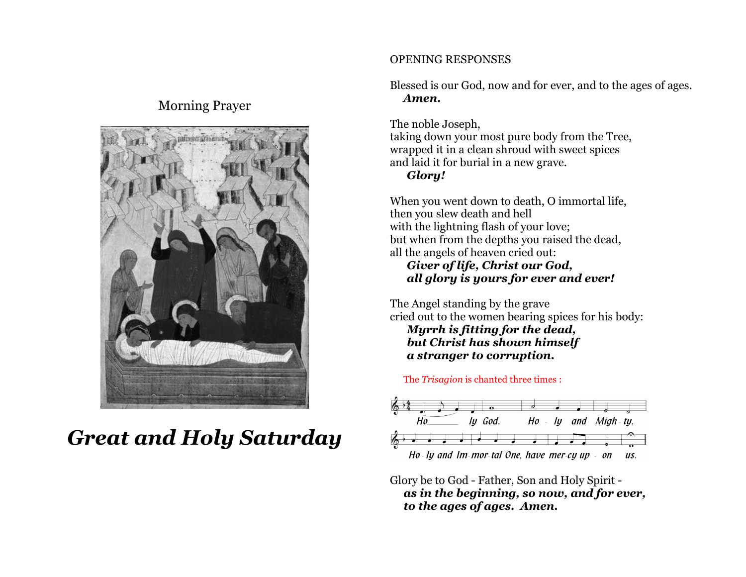Morning Prayer

# *Great and Holy Saturday*

## OPENING RESPONSES

Blessed is our God, now and for ever, and to the ages of ages.
**_Amen._**

The noble Joseph,
taking down your most pure body from the Tree,
wrapped it in a clean shroud with sweet spices
and laid it for burial in a new grave.
**_Glory!_**

When you went down to death, O immortal life,
then you slew death and hell
with the lightning flash of your love;
but when from the depths you raised the dead,
all the angels of heaven cried out:
**_Giver of life, Christ our God,_**
**_all glory is yours for ever and ever!_**

The Angel standing by the grave
cried out to the women bearing spices for his body:
**_Myrrh is fitting for the dead,_**
**_but Christ has shown himself_**
**_a stranger to corruption._**

The *Trisagion* is chanted three times :

Holy God. Holy and Mighty.
Holy and Immortal One, have mercy upon us.

Glory be to God - Father, Son and Holy Spirit -
**_as in the beginning, so now, and for ever,_**
**_to the ages of ages. Amen._**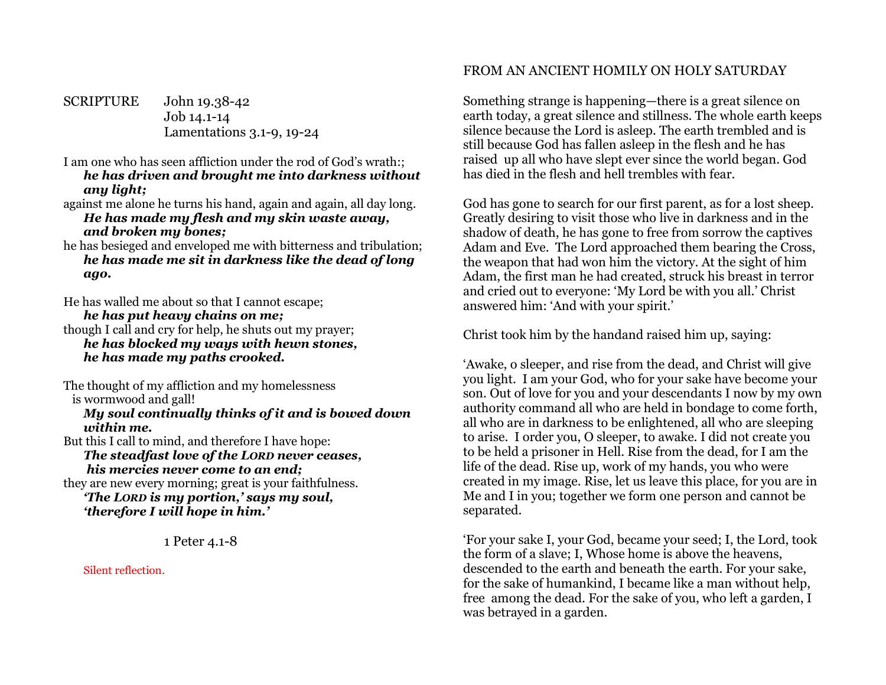SCRIPTURE John 19.38-42
Job 14.1-14
Lamentations 3.1-9, 19-24

I am one who has seen affliction under the rod of God's wrath:;
***he has driven and brought me into darkness without any light;***
against me alone he turns his hand, again and again, all day long.
***He has made my flesh and my skin waste away, and broken my bones;***
he has besieged and enveloped me with bitterness and tribulation;
***he has made me sit in darkness like the dead of long ago.***

He has walled me about so that I cannot escape;
***he has put heavy chains on me;***
though I call and cry for help, he shuts out my prayer;
***he has blocked my ways with hewn stones,***
***he has made my paths crooked.***

The thought of my affliction and my homelessness
is wormwood and gall!
***My soul continually thinks of it and is bowed down within me.***
But this I call to mind, and therefore I have hope:
***The steadfast love of the LORD never ceases,***
***his mercies never come to an end;***
they are new every morning; great is your faithfulness.
***'The LORD is my portion,' says my soul,***
***'therefore I will hope in him.'***

1 Peter 4.1-8

Silent reflection.

FROM AN ANCIENT HOMILY ON HOLY SATURDAY

Something strange is happening—there is a great silence on earth today, a great silence and stillness. The whole earth keeps silence because the Lord is asleep. The earth trembled and is still because God has fallen asleep in the flesh and he has raised up all who have slept ever since the world began. God has died in the flesh and hell trembles with fear.

God has gone to search for our first parent, as for a lost sheep. Greatly desiring to visit those who live in darkness and in the shadow of death, he has gone to free from sorrow the captives Adam and Eve. The Lord approached them bearing the Cross, the weapon that had won him the victory. At the sight of him Adam, the first man he had created, struck his breast in terror and cried out to everyone: 'My Lord be with you all.' Christ answered him: 'And with your spirit.'

Christ took him by the handand raised him up, saying:

'Awake, o sleeper, and rise from the dead, and Christ will give you light. I am your God, who for your sake have become your son. Out of love for you and your descendants I now by my own authority command all who are held in bondage to come forth, all who are in darkness to be enlightened, all who are sleeping to arise. I order you, O sleeper, to awake. I did not create you to be held a prisoner in Hell. Rise from the dead, for I am the life of the dead. Rise up, work of my hands, you who were created in my image. Rise, let us leave this place, for you are in Me and I in you; together we form one person and cannot be separated.

'For your sake I, your God, became your seed; I, the Lord, took the form of a slave; I, Whose home is above the heavens, descended to the earth and beneath the earth. For your sake, for the sake of humankind, I became like a man without help, free among the dead. For the sake of you, who left a garden, I was betrayed in a garden.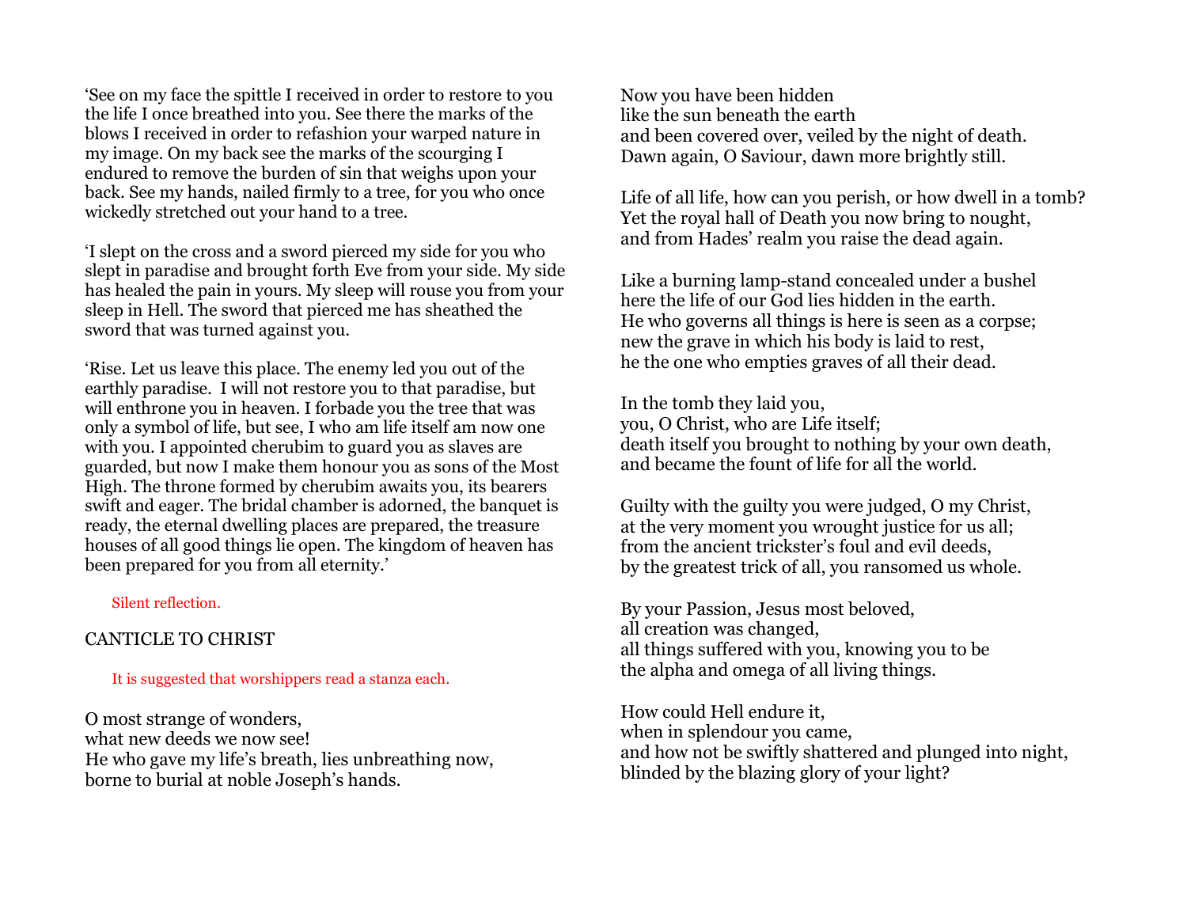'See on my face the spittle I received in order to restore to you the life I once breathed into you. See there the marks of the blows I received in order to refashion your warped nature in my image. On my back see the marks of the scourging I endured to remove the burden of sin that weighs upon your back. See my hands, nailed firmly to a tree, for you who once wickedly stretched out your hand to a tree.

'I slept on the cross and a sword pierced my side for you who slept in paradise and brought forth Eve from your side. My side has healed the pain in yours. My sleep will rouse you from your sleep in Hell. The sword that pierced me has sheathed the sword that was turned against you.

'Rise. Let us leave this place. The enemy led you out of the earthly paradise. I will not restore you to that paradise, but will enthrone you in heaven. I forbade you the tree that was only a symbol of life, but see, I who am life itself am now one with you. I appointed cherubim to guard you as slaves are guarded, but now I make them honour you as sons of the Most High. The throne formed by cherubim awaits you, its bearers swift and eager. The bridal chamber is adorned, the banquet is ready, the eternal dwelling places are prepared, the treasure houses of all good things lie open. The kingdom of heaven has been prepared for you from all eternity.'

*Silent reflection.*

## CANTICLE TO CHRIST

*It is suggested that worshippers read a stanza each.*

O most strange of wonders,
what new deeds we now see!
He who gave my life's breath, lies unbreathing now,
borne to burial at noble Joseph's hands.

Now you have been hidden
like the sun beneath the earth
and been covered over, veiled by the night of death.
Dawn again, O Saviour, dawn more brightly still.

Life of all life, how can you perish, or how dwell in a tomb?
Yet the royal hall of Death you now bring to nought,
and from Hades' realm you raise the dead again.

Like a burning lamp-stand concealed under a bushel
here the life of our God lies hidden in the earth.
He who governs all things is here is seen as a corpse;
new the grave in which his body is laid to rest,
he the one who empties graves of all their dead.

In the tomb they laid you,
you, O Christ, who are Life itself;
death itself you brought to nothing by your own death,
and became the fount of life for all the world.

Guilty with the guilty you were judged, O my Christ,
at the very moment you wrought justice for us all;
from the ancient trickster's foul and evil deeds,
by the greatest trick of all, you ransomed us whole.

By your Passion, Jesus most beloved,
all creation was changed,
all things suffered with you, knowing you to be
the alpha and omega of all living things.

How could Hell endure it,
when in splendour you came,
and how not be swiftly shattered and plunged into night,
blinded by the blazing glory of your light?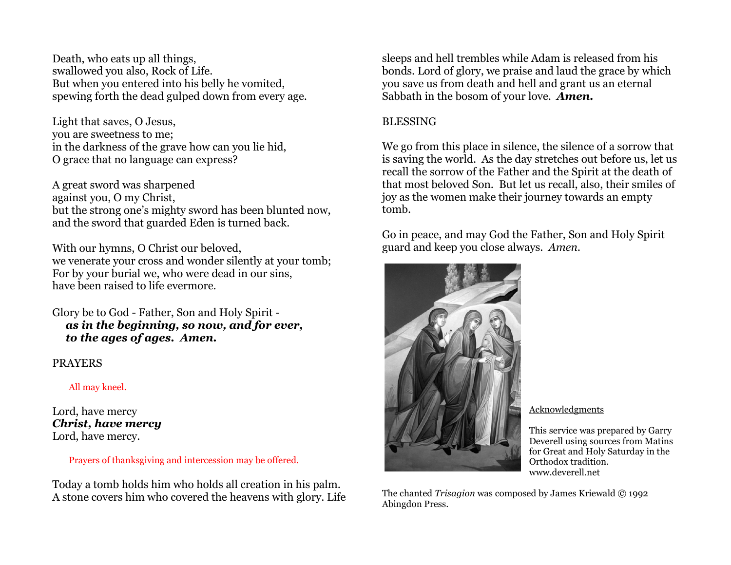Death, who eats up all things,
swallowed you also, Rock of Life.
But when you entered into his belly he vomited,
spewing forth the dead gulped down from every age.

Light that saves, O Jesus,
you are sweetness to me;
in the darkness of the grave how can you lie hid,
O grace that no language can express?

A great sword was sharpened
against you, O my Christ,
but the strong one's mighty sword has been blunted now,
and the sword that guarded Eden is turned back.

With our hymns, O Christ our beloved,
we venerate your cross and wonder silently at your tomb;
For by your burial we, who were dead in our sins,
have been raised to life evermore.

Glory be to God - Father, Son and Holy Spirit -
***as in the beginning, so now, and for ever,***
***to the ages of ages. Amen.***

PRAYERS

All may kneel.

Lord, have mercy
***Christ, have mercy***
Lord, have mercy.

Prayers of thanksgiving and intercession may be offered.

Today a tomb holds him who holds all creation in his palm. A stone covers him who covered the heavens with glory. Life sleeps and hell trembles while Adam is released from his bonds. Lord of glory, we praise and laud the grace by which you save us from death and hell and grant us an eternal Sabbath in the bosom of your love. ***Amen.***

BLESSING

We go from this place in silence, the silence of a sorrow that is saving the world. As the day stretches out before us, let us recall the sorrow of the Father and the Spirit at the death of that most beloved Son. But let us recall, also, their smiles of joy as the women make their journey towards an empty tomb.

Go in peace, and may God the Father, Son and Holy Spirit guard and keep you close always. *Amen.*

Acknowledgments

This service was prepared by Garry Deverell using sources from Matins for Great and Holy Saturday in the Orthodox tradition.
www.deverell.net

The chanted *Trisagion* was composed by James Kriewald © 1992 Abingdon Press.